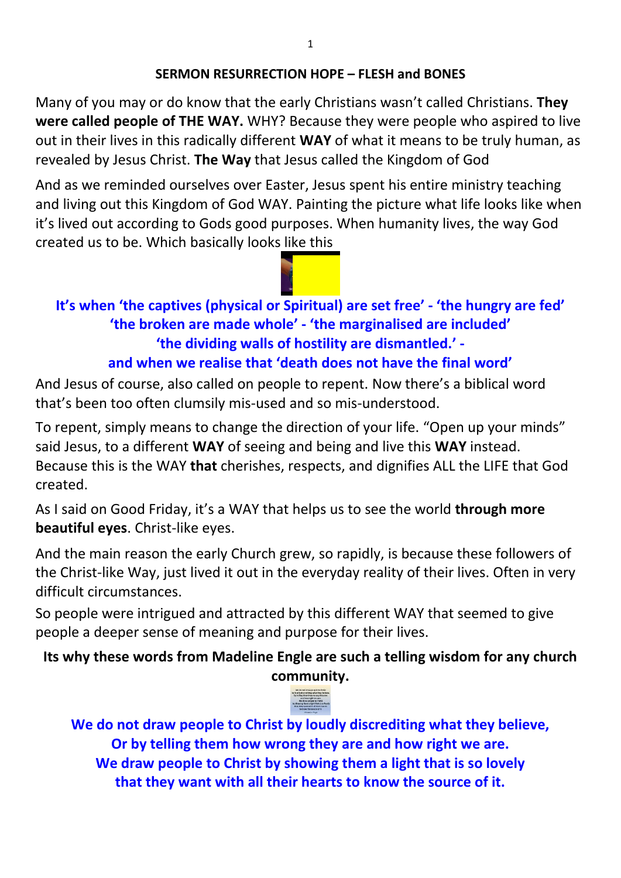**SERMON RESURRECTION HOPE – FLESH and BONES**

Many of you may or do know that the early Christians wasn't called Christians. **They were called people of THE WAY.** WHY? Because they were people who aspired to live out in their lives in this radically different **WAY** of what it means to be truly human, as revealed by Jesus Christ. **The Way** that Jesus called the Kingdom of God

And as we reminded ourselves over Easter, Jesus spent his entire ministry teaching and living out this Kingdom of God WAY. Painting the picture what life looks like when it's lived out according to Gods good purposes. When humanity lives, the way God created us to be. Which basically looks like this

**It's when 'the captives (physical or Spiritual) are set free' - 'the hungry are fed'**
**'the broken are made whole' - 'the marginalised are included'**
**'the dividing walls of hostility are dismantled.' -**
**and when we realise that 'death does not have the final word'**

And Jesus of course, also called on people to repent. Now there's a biblical word that's been too often clumsily mis-used and so mis-understood.

To repent, simply means to change the direction of your life. "Open up your minds" said Jesus, to a different **WAY** of seeing and being and live this **WAY** instead. Because this is the WAY **that** cherishes, respects, and dignifies ALL the LIFE that God created.

As I said on Good Friday, it's a WAY that helps us to see the world **through more beautiful eyes**. Christ-like eyes.

And the main reason the early Church grew, so rapidly, is because these followers of the Christ-like Way, just lived it out in the everyday reality of their lives. Often in very difficult circumstances.

So people were intrigued and attracted by this different WAY that seemed to give people a deeper sense of meaning and purpose for their lives.

**Its why these words from Madeline Engle are such a telling wisdom for any church community.**

**We do not draw people to Christ by loudly discrediting what they believe,**
**Or by telling them how wrong they are and how right we are.**
**We draw people to Christ by showing them a light that is so lovely**
**that they want with all their hearts to know the source of it.**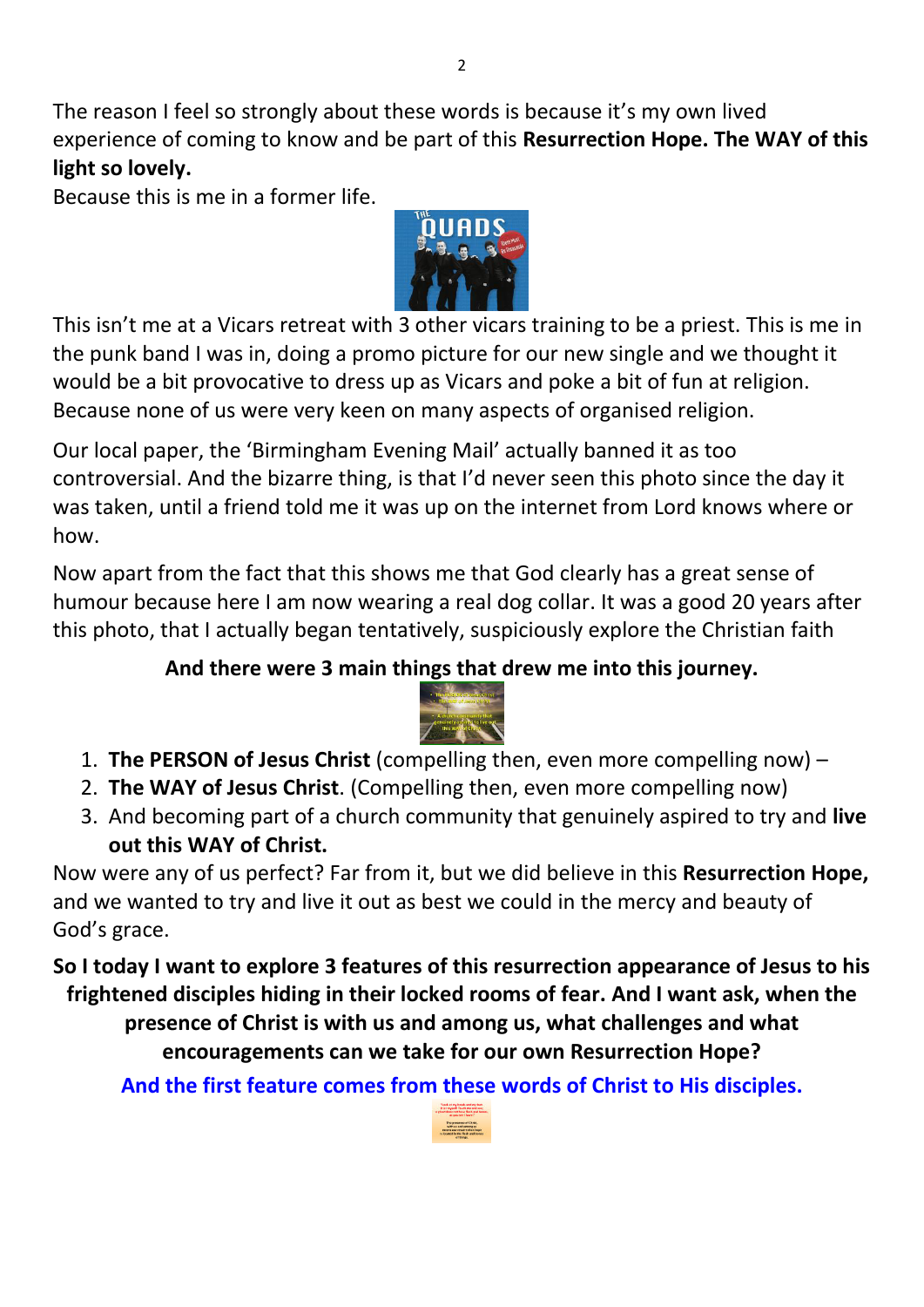The reason I feel so strongly about these words is because it's my own lived experience of coming to know and be part of this **Resurrection Hope. The WAY of this light so lovely.**

Because this is me in a former life.

This isn't me at a Vicars retreat with 3 other vicars training to be a priest. This is me in the punk band I was in, doing a promo picture for our new single and we thought it would be a bit provocative to dress up as Vicars and poke a bit of fun at religion. Because none of us were very keen on many aspects of organised religion.

Our local paper, the 'Birmingham Evening Mail' actually banned it as too controversial. And the bizarre thing, is that I'd never seen this photo since the day it was taken, until a friend told me it was up on the internet from Lord knows where or how.

Now apart from the fact that this shows me that God clearly has a great sense of humour because here I am now wearing a real dog collar. It was a good 20 years after this photo, that I actually began tentatively, suspiciously explore the Christian faith

**And there were 3 main things that drew me into this journey.**

1. **The PERSON of Jesus Christ** (compelling then, even more compelling now) –
2. **The WAY of Jesus Christ**. (Compelling then, even more compelling now)
3. And becoming part of a church community that genuinely aspired to try and **live out this WAY of Christ.**

Now were any of us perfect? Far from it, but we did believe in this **Resurrection Hope,** and we wanted to try and live it out as best we could in the mercy and beauty of God's grace.

**So I today I want to explore 3 features of this resurrection appearance of Jesus to his frightened disciples hiding in their locked rooms of fear. And I want ask, when the presence of Christ is with us and among us, what challenges and what encouragements can we take for our own Resurrection Hope?**

**And the first feature comes from these words of Christ to His disciples.**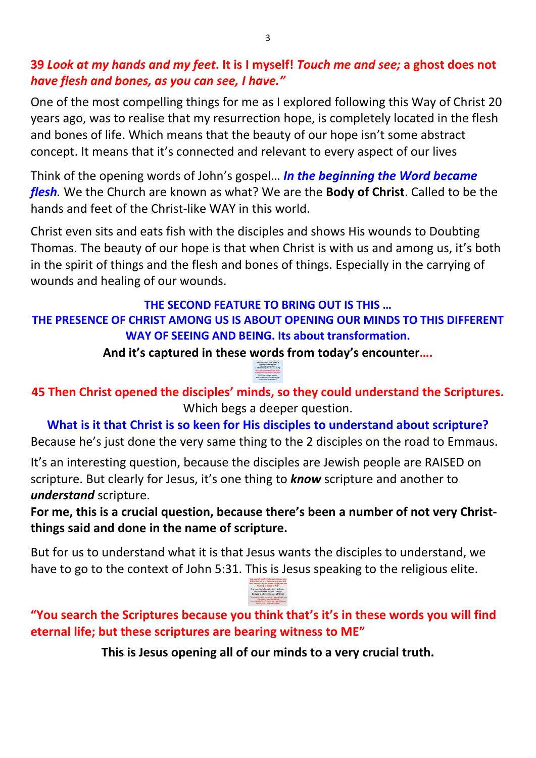**39 *Look at my hands and my feet*. It is I myself! *Touch me and see;* a ghost does not *have flesh and bones, as you can see, I have."***

One of the most compelling things for me as I explored following this Way of Christ 20 years ago, was to realise that my resurrection hope, is completely located in the flesh and bones of life. Which means that the beauty of our hope isn't some abstract concept. It means that it's connected and relevant to every aspect of our lives

Think of the opening words of John's gospel… ***In the beginning the Word became flesh****.* We the Church are known as what? We are the **Body of Christ**. Called to be the hands and feet of the Christ-like WAY in this world.

Christ even sits and eats fish with the disciples and shows His wounds to Doubting Thomas. The beauty of our hope is that when Christ is with us and among us, it's both in the spirit of things and the flesh and bones of things. Especially in the carrying of wounds and healing of our wounds.

**THE SECOND FEATURE TO BRING OUT IS THIS …**

**THE PRESENCE OF CHRIST AMONG US IS ABOUT OPENING OUR MINDS TO THIS DIFFERENT WAY OF SEEING AND BEING. Its about transformation.**

**And it's captured in these words from today's encounter….**

**45 Then Christ opened the disciples' minds, so they could understand the Scriptures.**

Which begs a deeper question.

**What is it that Christ is so keen for His disciples to understand about scripture?**

Because he's just done the very same thing to the 2 disciples on the road to Emmaus.

It's an interesting question, because the disciples are Jewish people are RAISED on scripture. But clearly for Jesus, it's one thing to ***know*** scripture and another to ***understand*** scripture.

**For me, this is a crucial question, because there's been a number of not very Christ-things said and done in the name of scripture.**

But for us to understand what it is that Jesus wants the disciples to understand, we have to go to the context of John 5:31. This is Jesus speaking to the religious elite.

**"You search the Scriptures because you think that's it's in these words you will find eternal life; but these scriptures are bearing witness to ME"**

**This is Jesus opening all of our minds to a very crucial truth.**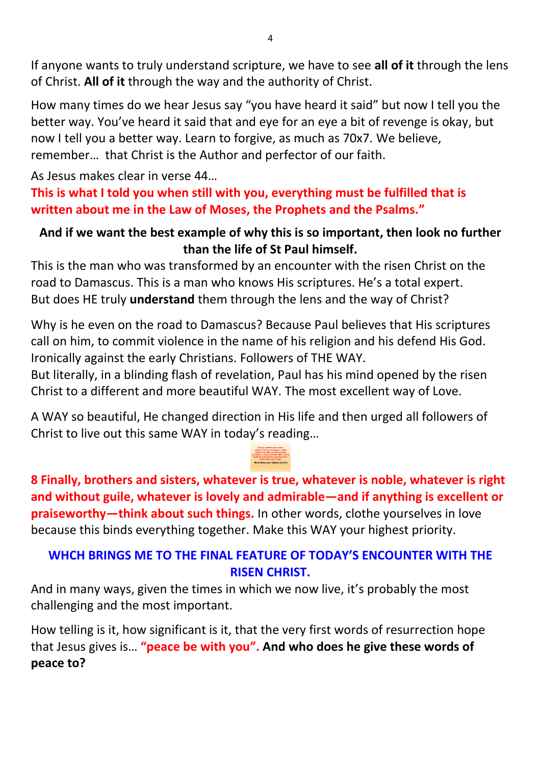If anyone wants to truly understand scripture, we have to see **all of it** through the lens of Christ. **All of it** through the way and the authority of Christ.

How many times do we hear Jesus say “you have heard it said” but now I tell you the better way. You’ve heard it said that and eye for an eye a bit of revenge is okay, but now I tell you a better way. Learn to forgive, as much as 70x7. We believe, remember… that Christ is the Author and perfector of our faith.

As Jesus makes clear in verse 44…

**This is what I told you when still with you, everything must be fulfilled that is written about me in the Law of Moses, the Prophets and the Psalms.”**

**And if we want the best example of why this is so important, then look no further than the life of St Paul himself.**

This is the man who was transformed by an encounter with the risen Christ on the road to Damascus. This is a man who knows His scriptures. He’s a total expert. But does HE truly **understand** them through the lens and the way of Christ?

Why is he even on the road to Damascus? Because Paul believes that His scriptures call on him, to commit violence in the name of his religion and his defend His God. Ironically against the early Christians. Followers of THE WAY.

But literally, in a blinding flash of revelation, Paul has his mind opened by the risen Christ to a different and more beautiful WAY. The most excellent way of Love.

A WAY so beautiful, He changed direction in His life and then urged all followers of Christ to live out this same WAY in today’s reading…

**8 Finally, brothers and sisters, whatever is true, whatever is noble, whatever is right and without guile, whatever is lovely and admirable—and if anything is excellent or praiseworthy—think about such things.** In other words, clothe yourselves in love because this binds everything together. Make this WAY your highest priority.

**WHCH BRINGS ME TO THE FINAL FEATURE OF TODAY’S ENCOUNTER WITH THE RISEN CHRIST.**

And in many ways, given the times in which we now live, it’s probably the most challenging and the most important.

How telling is it, how significant is it, that the very first words of resurrection hope that Jesus gives is… **“peace be with you”. And who does he give these words of peace to?**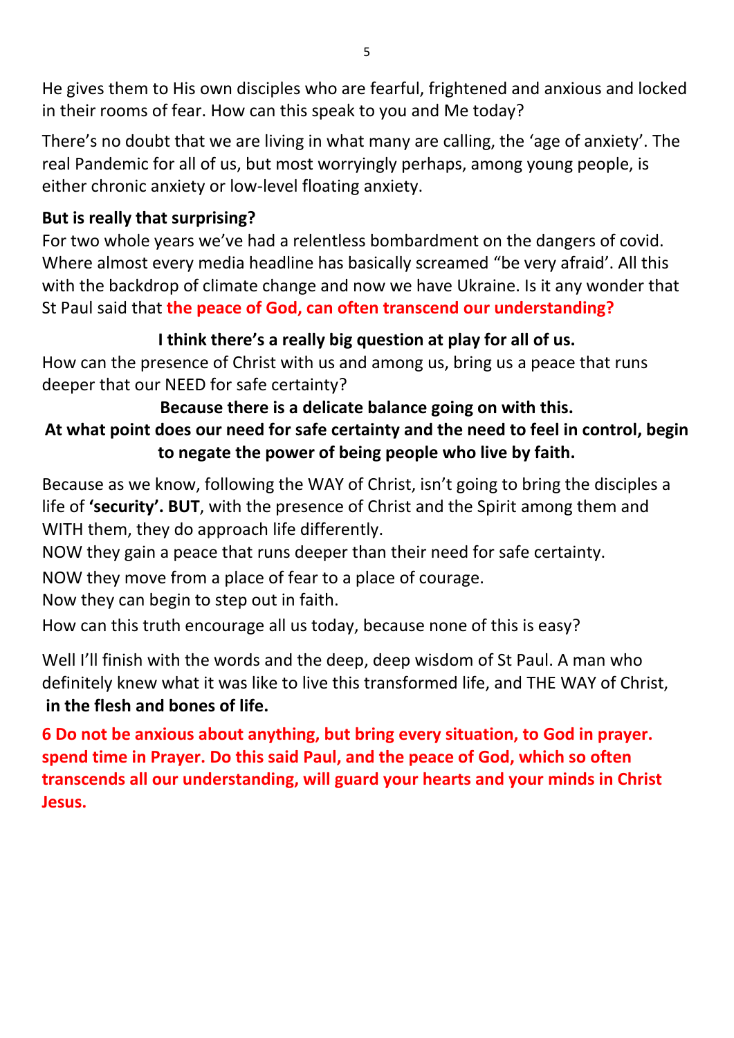He gives them to His own disciples who are fearful, frightened and anxious and locked in their rooms of fear. How can this speak to you and Me today?

There's no doubt that we are living in what many are calling, the 'age of anxiety'. The real Pandemic for all of us, but most worryingly perhaps, among young people, is either chronic anxiety or low-level floating anxiety.

**But is really that surprising?**
For two whole years we've had a relentless bombardment on the dangers of covid. Where almost every media headline has basically screamed "be very afraid'. All this with the backdrop of climate change and now we have Ukraine. Is it any wonder that St Paul said that **the peace of God, can often transcend our understanding?**

**I think there's a really big question at play for all of us.**
How can the presence of Christ with us and among us, bring us a peace that runs deeper that our NEED for safe certainty?

**Because there is a delicate balance going on with this.**
**At what point does our need for safe certainty and the need to feel in control, begin to negate the power of being people who live by faith.**

Because as we know, following the WAY of Christ, isn't going to bring the disciples a life of **'security'. BUT**, with the presence of Christ and the Spirit among them and WITH them, they do approach life differently.

NOW they gain a peace that runs deeper than their need for safe certainty.

NOW they move from a place of fear to a place of courage.

Now they can begin to step out in faith.

How can this truth encourage all us today, because none of this is easy?

Well I'll finish with the words and the deep, deep wisdom of St Paul. A man who definitely knew what it was like to live this transformed life, and THE WAY of Christ, **in the flesh and bones of life.**

**6 Do not be anxious about anything, but bring every situation, to God in prayer. spend time in Prayer. Do this said Paul, and the peace of God, which so often transcends all our understanding, will guard your hearts and your minds in Christ Jesus.**